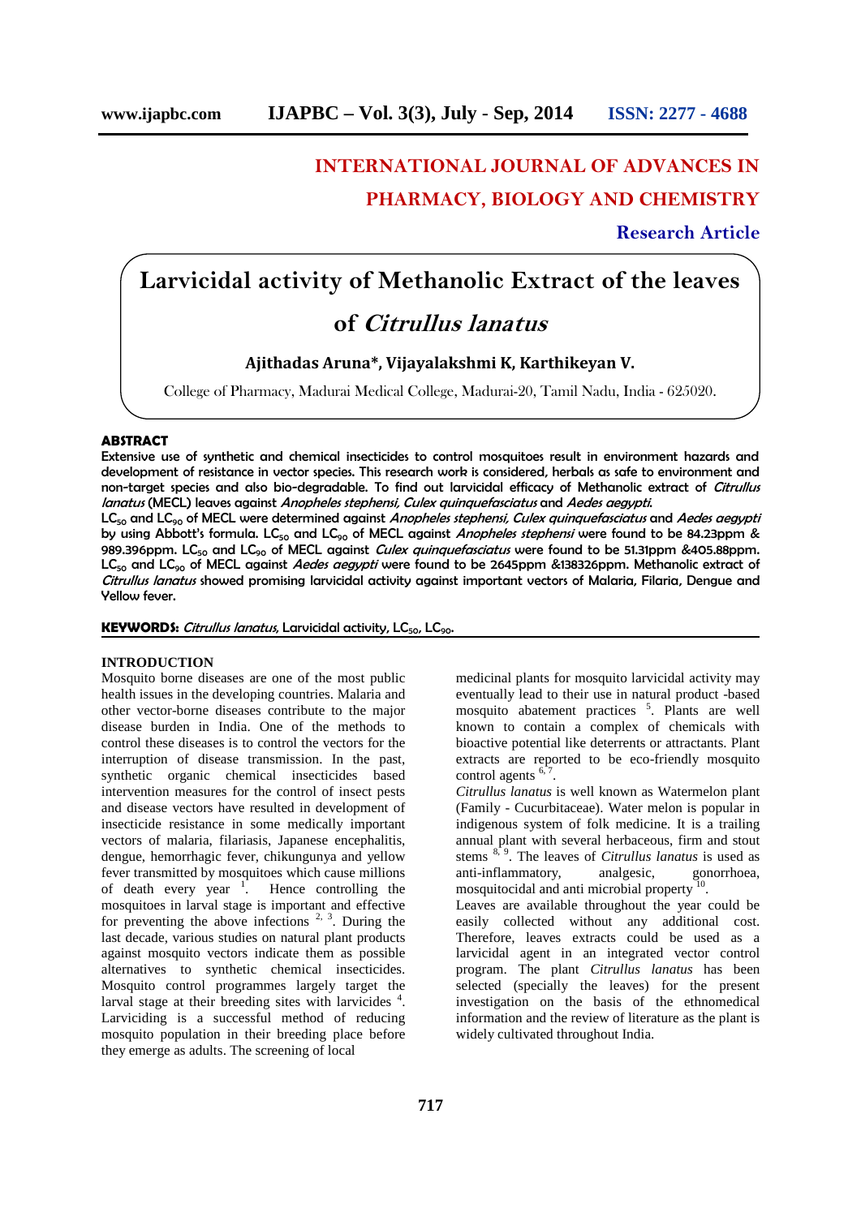# INTERNATIONAL JOURNAL OF ADVANCES IN PHARMACY, BIOLOGY AND CHEMISTRY

**Research Article**

# Larvicidal activity of Methanolic Extract of the leaves of *Citrullus lanatus*

**Ajithadas Aruna\*, Vijayalakshmi K, Karthikeyan V.**

College of Pharmacy, Madurai Medical College, Madurai-20, Tamil Nadu, India - 625020.

## ABSTRACT

**Extensive use of synthetic and chemical insecticides to control mosquitoes result in environment hazards and development of resistance in vector species. This research work is considered, herbals as safe to environment and non-target species and also bio-degradable. To find out larvicidal efficacy of Methanolic extract of *Citrullus lanatus* (MECL) leaves against *Anopheles stephensi, Culex quinquefasciatus* and *Aedes aegypti*.**

**$LC_{50}$ and $LC_{90}$ of MECL were determined against *Anopheles stephensi, Culex quinquefasciatus* and *Aedes aegypti* by using Abbott's formula. $LC_{50}$ and $LC_{90}$ of MECL against *Anopheles stephensi* were found to be 84.23ppm & 989.396ppm. $LC_{50}$ and $LC_{90}$ of MECL against *Culex quinquefasciatus* were found to be 51.31ppm &405.88ppm. $LC_{50}$ and $LC_{90}$ of MECL against *Aedes aegypti* were found to be 2645ppm &138326ppm. Methanolic extract of *Citrullus lanatus* showed promising larvicidal activity against important vectors of Malaria, Filaria, Dengue and Yellow fever.**

**KEYWORDS:** *Citrullus lanatus*, Larvicidal activity, $LC_{50}$, $LC_{90}$.

## INTRODUCTION

Mosquito borne diseases are one of the most public health issues in the developing countries. Malaria and other vector-borne diseases contribute to the major disease burden in India. One of the methods to control these diseases is to control the vectors for the interruption of disease transmission. In the past, synthetic organic chemical insecticides based intervention measures for the control of insect pests and disease vectors have resulted in development of insecticide resistance in some medically important vectors of malaria, filariasis, Japanese encephalitis, dengue, hemorrhagic fever, chikungunya and yellow fever transmitted by mosquitoes which cause millions of death every year [1]. Hence controlling the mosquitoes in larval stage is important and effective for preventing the above infections [2, 3]. During the last decade, various studies on natural plant products against mosquito vectors indicate them as possible alternatives to synthetic chemical insecticides. Mosquito control programmes largely target the larval stage at their breeding sites with larvicides [4]. Larviciding is a successful method of reducing mosquito population in their breeding place before they emerge as adults. The screening of local medicinal plants for mosquito larvicidal activity may eventually lead to their use in natural product -based mosquito abatement practices [5]. Plants are well known to contain a complex of chemicals with bioactive potential like deterrents or attractants. Plant extracts are reported to be eco-friendly mosquito control agents [6, 7].

*Citrullus lanatus* is well known as Watermelon plant (Family - Cucurbitaceae). Water melon is popular in indigenous system of folk medicine. It is a trailing annual plant with several herbaceous, firm and stout stems [8, 9]. The leaves of *Citrullus lanatus* is used as anti-inflammatory, analgesic, gonorrhoea, mosquitocidal and anti microbial property [10].

Leaves are available throughout the year could be easily collected without any additional cost. Therefore, leaves extracts could be used as a larvicidal agent in an integrated vector control program. The plant *Citrullus lanatus* has been selected (specially the leaves) for the present investigation on the basis of the ethnomedical information and the review of literature as the plant is widely cultivated throughout India.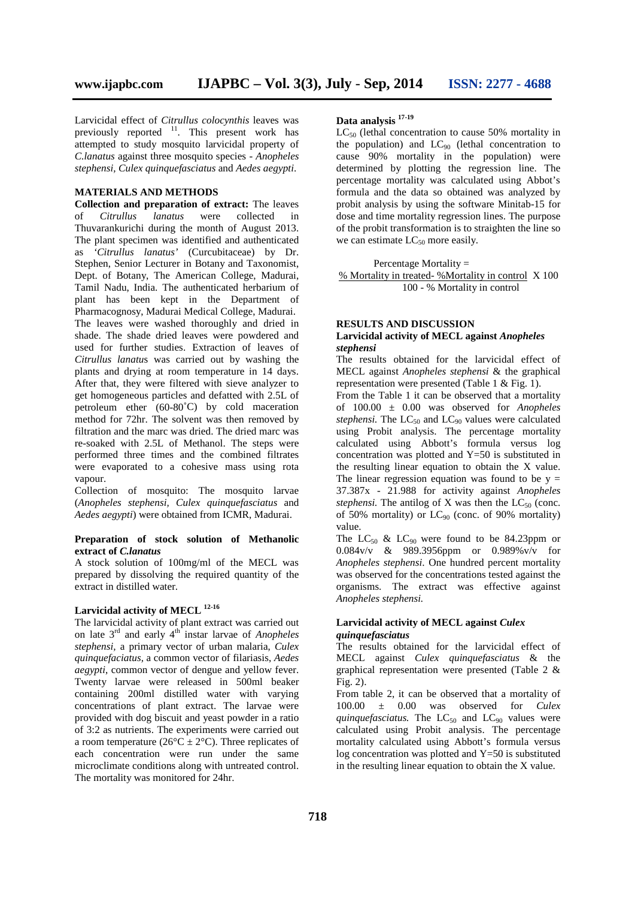Larvicidal effect of *Citrullus colocynthis* leaves was previously reported [11]. This present work has attempted to study mosquito larvicidal property of *C.lanatus* against three mosquito species - *Anopheles stephensi, Culex quinquefasciatus* and *Aedes aegypti*.

## MATERIALS AND METHODS

**Collection and preparation of extract:** The leaves of *Citrullus lanatus* were collected in Thuvarankurichi during the month of August 2013. The plant specimen was identified and authenticated as '*Citrullus lanatus*' (Curcubitaceae) by Dr. Stephen, Senior Lecturer in Botany and Taxonomist, Dept. of Botany, The American College, Madurai, Tamil Nadu, India. The authenticated herbarium of plant has been kept in the Department of Pharmacognosy, Madurai Medical College, Madurai. The leaves were washed thoroughly and dried in shade. The shade dried leaves were powdered and used for further studies. Extraction of leaves of *Citrullus lanatus* was carried out by washing the plants and drying at room temperature in 14 days. After that, they were filtered with sieve analyzer to get homogeneous particles and defatted with 2.5L of petroleum ether (60-80˚C) by cold maceration method for 72hr. The solvent was then removed by filtration and the marc was dried. The dried marc was re-soaked with 2.5L of Methanol. The steps were performed three times and the combined filtrates were evaporated to a cohesive mass using rota vapour.

Collection of mosquito: The mosquito larvae (*Anopheles stephensi, Culex quinquefasciatus* and *Aedes aegypti*) were obtained from ICMR, Madurai.

### Preparation of stock solution of Methanolic extract of *C.lanatus*

A stock solution of 100mg/ml of the MECL was prepared by dissolving the required quantity of the extract in distilled water.

### Larvicidal activity of MECL [12-16]

The larvicidal activity of plant extract was carried out on late 3rd and early 4th instar larvae of *Anopheles stephensi*, a primary vector of urban malaria, *Culex quinquefaciatus*, a common vector of filariasis, *Aedes aegypti*, common vector of dengue and yellow fever. Twenty larvae were released in 500ml beaker containing 200ml distilled water with varying concentrations of plant extract. The larvae were provided with dog biscuit and yeast powder in a ratio of 3:2 as nutrients. The experiments were carried out a room temperature (26°C ± 2°C). Three replicates of each concentration were run under the same microclimate conditions along with untreated control. The mortality was monitored for 24hr.

### Data analysis [17-19]

$LC_{50}$ (lethal concentration to cause 50% mortality in the population) and $LC_{90}$ (lethal concentration to cause 90% mortality in the population) were determined by plotting the regression line. The percentage mortality was calculated using Abbot's formula and the data so obtained was analyzed by probit analysis by using the software Minitab-15 for dose and time mortality regression lines. The purpose of the probit transformation is to straighten the line so we can estimate $LC_{50}$ more easily.

$$\text{Percentage Mortality} = \frac{\text{\% Mortality in treated} - \text{\%Mortality in control}}{100 - \text{\% Mortality in control}} \times 100$$

## RESULTS AND DISCUSSION

### Larvicidal activity of MECL against *Anopheles stephensi*

The results obtained for the larvicidal effect of MECL against *Anopheles stephensi* & the graphical representation were presented (Table 1 & Fig. 1).

From the Table 1 it can be observed that a mortality of 100.00 ± 0.00 was observed for *Anopheles stephensi.* The $LC_{50}$ and $LC_{90}$ values were calculated using Probit analysis. The percentage mortality calculated using Abbott's formula versus log concentration was plotted and Y=50 is substituted in the resulting linear equation to obtain the X value. The linear regression equation was found to be $y = 37.387x - 21.988$ for activity against *Anopheles stephensi.* The antilog of X was then the $LC_{50}$ (conc. of 50% mortality) or $LC_{90}$ (conc. of 90% mortality) value.

The $LC_{50}$ & $LC_{90}$ were found to be 84.23ppm or 0.084v/v & 989.3956ppm or 0.989%v/v for *Anopheles stephensi*. One hundred percent mortality was observed for the concentrations tested against the organisms. The extract was effective against *Anopheles stephensi.*

### Larvicidal activity of MECL against *Culex quinquefasciatus*

The results obtained for the larvicidal effect of MECL against *Culex quinquefasciatus* & the graphical representation were presented (Table 2 & Fig. 2).

From table 2, it can be observed that a mortality of 100.00 ± 0.00 was observed for *Culex quinquefasciatus.* The $LC_{50}$ and $LC_{90}$ values were calculated using Probit analysis. The percentage mortality calculated using Abbott's formula versus log concentration was plotted and Y=50 is substituted in the resulting linear equation to obtain the X value.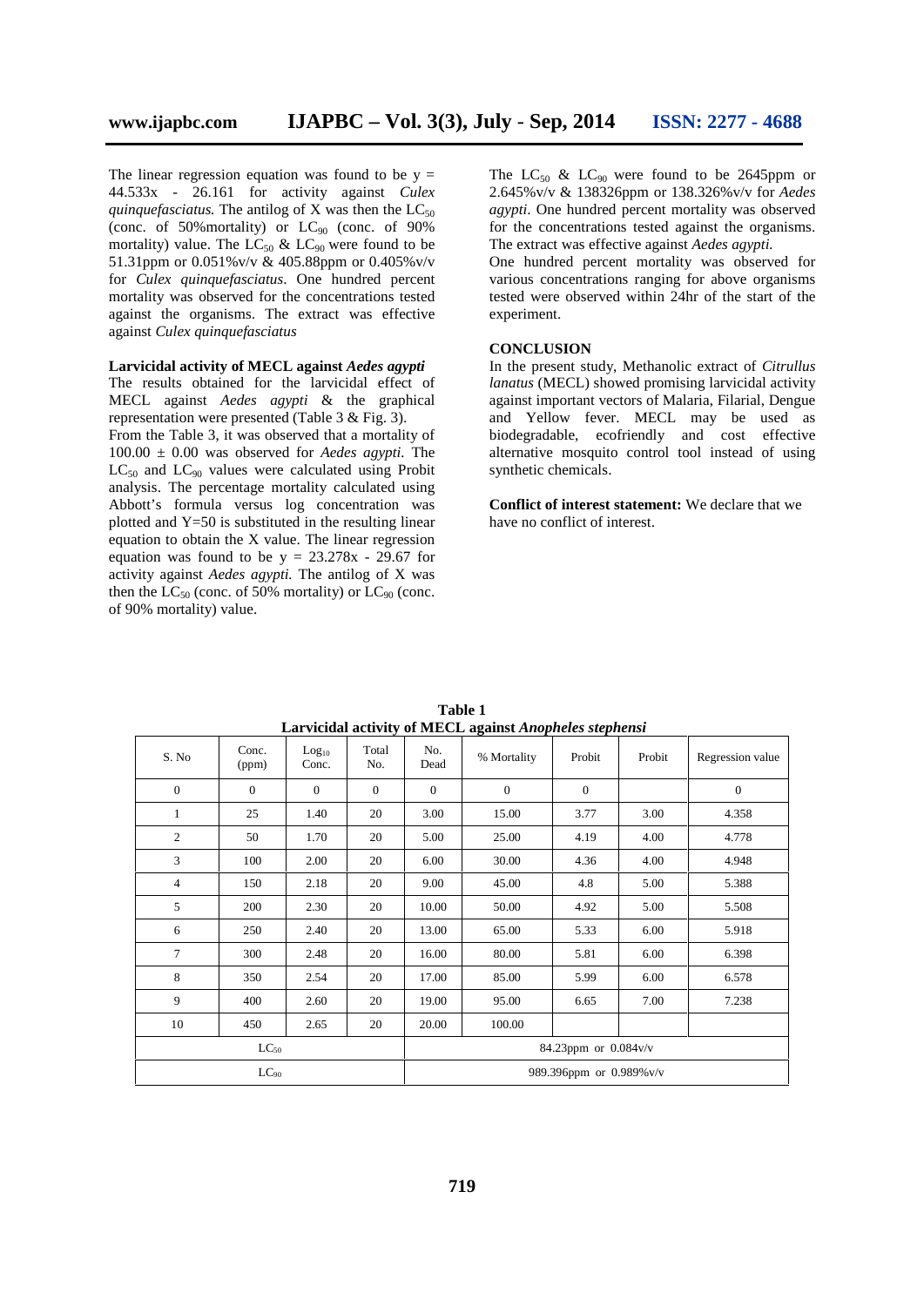The linear regression equation was found to be $y = 44.533x - 26.161$ for activity against *Culex quinquefasciatus.* The antilog of X was then the $LC_{50}$ (conc. of 50%mortality) or $LC_{90}$ (conc. of 90% mortality) value. The $LC_{50}$ & $LC_{90}$ were found to be 51.31ppm or 0.051%v/v & 405.88ppm or 0.405%v/v for *Culex quinquefasciatus*. One hundred percent mortality was observed for the concentrations tested against the organisms. The extract was effective against *Culex quinquefasciatus*

**Larvicidal activity of MECL against *Aedes agypti***

The results obtained for the larvicidal effect of MECL against *Aedes agypti* & the graphical representation were presented (Table 3 & Fig. 3).

From the Table 3, it was observed that a mortality of 100.00 ± 0.00 was observed for *Aedes agypti*. The $LC_{50}$ and $LC_{90}$ values were calculated using Probit analysis. The percentage mortality calculated using Abbott's formula versus log concentration was plotted and Y=50 is substituted in the resulting linear equation to obtain the X value. The linear regression equation was found to be $y = 23.278x - 29.67$ for activity against *Aedes agypti.* The antilog of X was then the $LC_{50}$ (conc. of 50% mortality) or $LC_{90}$ (conc. of 90% mortality) value.

The $LC_{50}$ & $LC_{90}$ were found to be 2645ppm or 2.645%v/v & 138326ppm or 138.326%v/v for *Aedes agypti*. One hundred percent mortality was observed for the concentrations tested against the organisms. The extract was effective against *Aedes agypti.*

One hundred percent mortality was observed for various concentrations ranging for above organisms tested were observed within 24hr of the start of the experiment.

## CONCLUSION

In the present study, Methanolic extract of *Citrullus lanatus* (MECL) showed promising larvicidal activity against important vectors of Malaria, Filarial, Dengue and Yellow fever. MECL may be used as biodegradable, ecofriendly and cost effective alternative mosquito control tool instead of using synthetic chemicals.

**Conflict of interest statement:** We declare that we have no conflict of interest.

**Table 1**
**Larvicidal activity of MECL against *Anopheles stephensi***

| S. No | Conc. (ppm) | $Log_{10}$ Conc. | Total No. | No. Dead | % Mortality | Probit | Probit | Regression value |
|---|---|---|---|---|---|---|---|---|
| 0 | 0 | 0 | 0 | 0 | 0 | 0 | | 0 |
| 1 | 25 | 1.40 | 20 | 3.00 | 15.00 | 3.77 | 3.00 | 4.358 |
| 2 | 50 | 1.70 | 20 | 5.00 | 25.00 | 4.19 | 4.00 | 4.778 |
| 3 | 100 | 2.00 | 20 | 6.00 | 30.00 | 4.36 | 4.00 | 4.948 |
| 4 | 150 | 2.18 | 20 | 9.00 | 45.00 | 4.8 | 5.00 | 5.388 |
| 5 | 200 | 2.30 | 20 | 10.00 | 50.00 | 4.92 | 5.00 | 5.508 |
| 6 | 250 | 2.40 | 20 | 13.00 | 65.00 | 5.33 | 6.00 | 5.918 |
| 7 | 300 | 2.48 | 20 | 16.00 | 80.00 | 5.81 | 6.00 | 6.398 |
| 8 | 350 | 2.54 | 20 | 17.00 | 85.00 | 5.99 | 6.00 | 6.578 |
| 9 | 400 | 2.60 | 20 | 19.00 | 95.00 | 6.65 | 7.00 | 7.238 |
| 10 | 450 | 2.65 | 20 | 20.00 | 100.00 | | | |
| $LC_{50}$ | | | | 84.23ppm or 0.084v/v | | | | |
| $LC_{90}$ | | | | 989.396ppm or 0.989%v/v | | | | |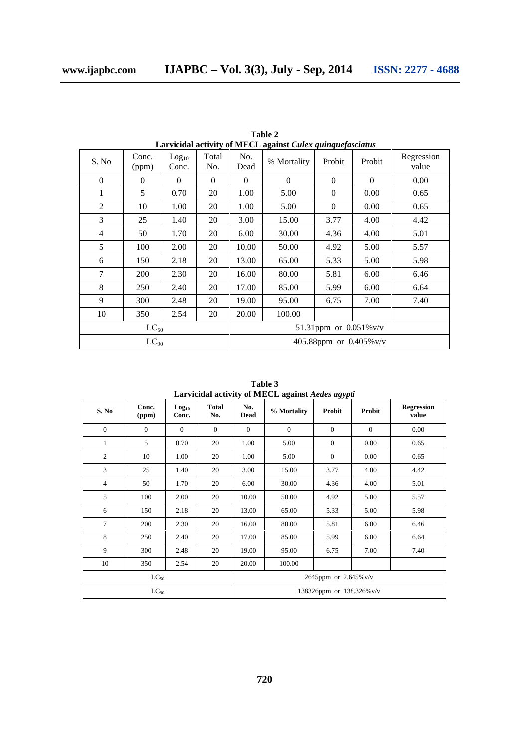**Table 2**
**Larvicidal activity of MECL against *Culex quinquefasciatus***

| S. No | Conc. (ppm) | $Log_{10}$ Conc. | Total No. | No. Dead | % Mortality | Probit | Probit | Regression value |
|---|---|---|---|---|---|---|---|---|
| 0 | 0 | 0 | 0 | 0 | 0 | 0 | 0 | 0.00 |
| 1 | 5 | 0.70 | 20 | 1.00 | 5.00 | 0 | 0.00 | 0.65 |
| 2 | 10 | 1.00 | 20 | 1.00 | 5.00 | 0 | 0.00 | 0.65 |
| 3 | 25 | 1.40 | 20 | 3.00 | 15.00 | 3.77 | 4.00 | 4.42 |
| 4 | 50 | 1.70 | 20 | 6.00 | 30.00 | 4.36 | 4.00 | 5.01 |
| 5 | 100 | 2.00 | 20 | 10.00 | 50.00 | 4.92 | 5.00 | 5.57 |
| 6 | 150 | 2.18 | 20 | 13.00 | 65.00 | 5.33 | 5.00 | 5.98 |
| 7 | 200 | 2.30 | 20 | 16.00 | 80.00 | 5.81 | 6.00 | 6.46 |
| 8 | 250 | 2.40 | 20 | 17.00 | 85.00 | 5.99 | 6.00 | 6.64 |
| 9 | 300 | 2.48 | 20 | 19.00 | 95.00 | 6.75 | 7.00 | 7.40 |
| 10 | 350 | 2.54 | 20 | 20.00 | 100.00 | | | |
| $LC_{50}$ | | | | 51.31ppm or 0.051%v/v | | | | |
| $LC_{90}$ | | | | 405.88ppm or 0.405%v/v | | | | |

**Table 3**
**Larvicidal activity of MECL against *Aedes agypti***

| S. No | Conc. (ppm) | $Log_{10}$ Conc. | Total No. | No. Dead | % Mortality | Probit | Probit | Regression value |
|---|---|---|---|---|---|---|---|---|
| 0 | 0 | 0 | 0 | 0 | 0 | 0 | 0 | 0.00 |
| 1 | 5 | 0.70 | 20 | 1.00 | 5.00 | 0 | 0.00 | 0.65 |
| 2 | 10 | 1.00 | 20 | 1.00 | 5.00 | 0 | 0.00 | 0.65 |
| 3 | 25 | 1.40 | 20 | 3.00 | 15.00 | 3.77 | 4.00 | 4.42 |
| 4 | 50 | 1.70 | 20 | 6.00 | 30.00 | 4.36 | 4.00 | 5.01 |
| 5 | 100 | 2.00 | 20 | 10.00 | 50.00 | 4.92 | 5.00 | 5.57 |
| 6 | 150 | 2.18 | 20 | 13.00 | 65.00 | 5.33 | 5.00 | 5.98 |
| 7 | 200 | 2.30 | 20 | 16.00 | 80.00 | 5.81 | 6.00 | 6.46 |
| 8 | 250 | 2.40 | 20 | 17.00 | 85.00 | 5.99 | 6.00 | 6.64 |
| 9 | 300 | 2.48 | 20 | 19.00 | 95.00 | 6.75 | 7.00 | 7.40 |
| 10 | 350 | 2.54 | 20 | 20.00 | 100.00 | | | |
| $LC_{50}$ | | | | 2645ppm or 2.645%v/v | | | | |
| $LC_{90}$ | | | | 138326ppm or 138.326%v/v | | | | |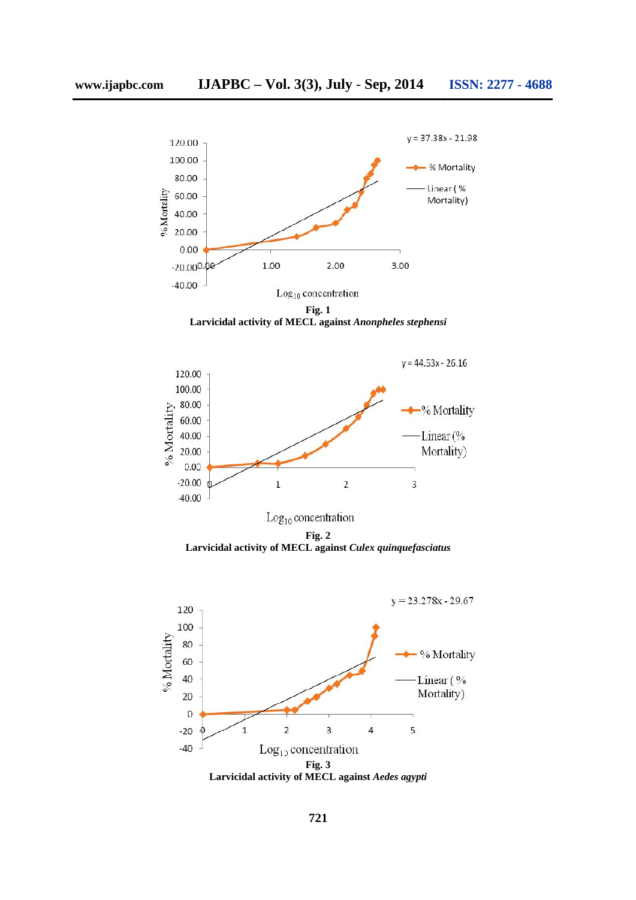**Fig. 1**
**Larvicidal activity of MECL against *Anonpheles stephensi***

**Fig. 2**
**Larvicidal activity of MECL against *Culex quinquefasciatus***

**Fig. 3**
**Larvicidal activity of MECL against *Aedes agypti***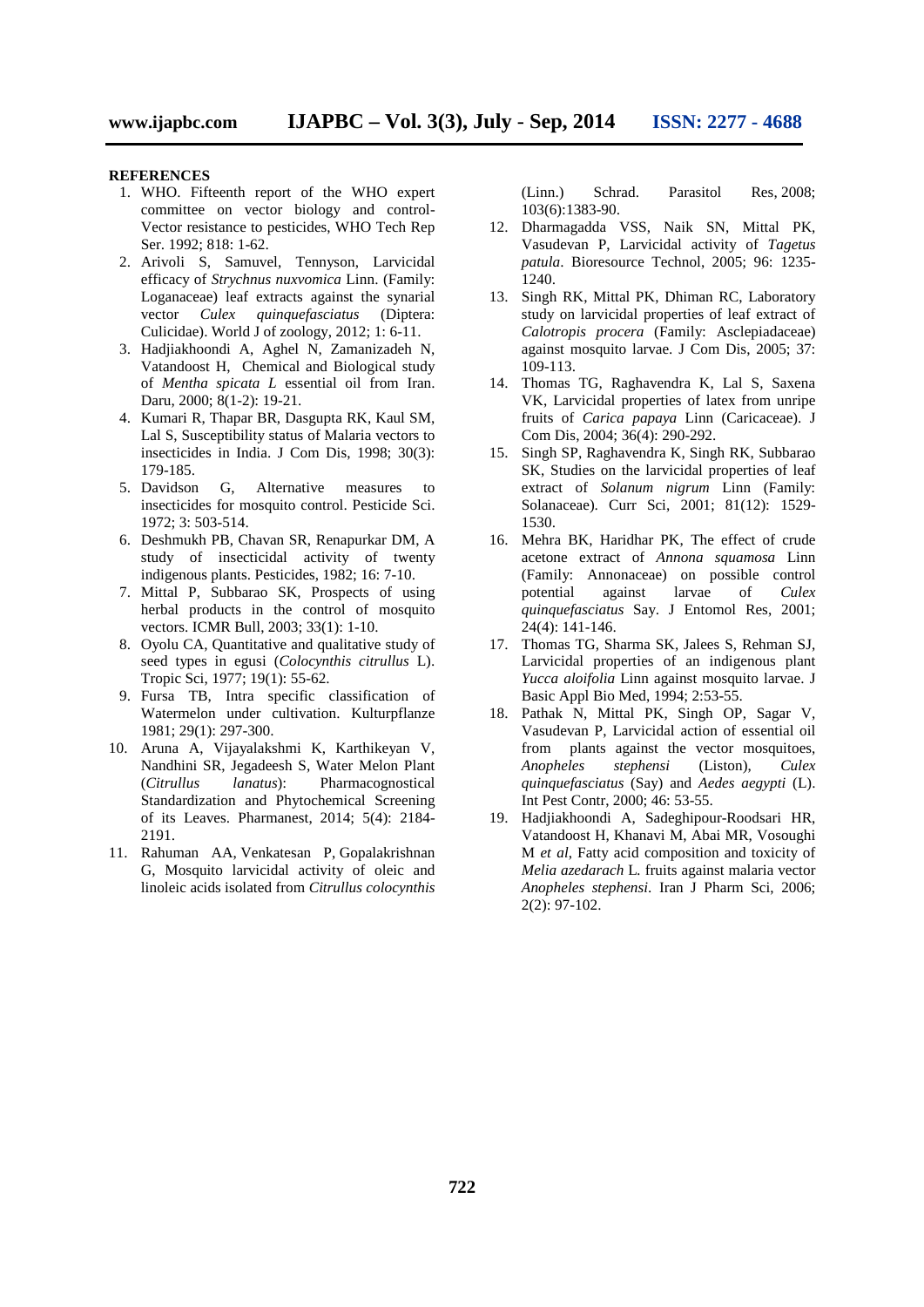**REFERENCES**

1. WHO. Fifteenth report of the WHO expert committee on vector biology and control- Vector resistance to pesticides, WHO Tech Rep Ser. 1992; 818: 1-62.
2. Arivoli S, Samuvel, Tennyson, Larvicidal efficacy of *Strychnus nuxvomica* Linn. (Family: Loganaceae) leaf extracts against the synarial vector *Culex quinquefasciatus* (Diptera: Culicidae). World J of zoology, 2012; 1: 6-11.
3. Hadjiakhoondi A, Aghel N, Zamanizadeh N, Vatandoost H, Chemical and Biological study of *Mentha spicata L* essential oil from Iran. Daru, 2000; 8(1-2): 19-21.
4. Kumari R, Thapar BR, Dasgupta RK, Kaul SM, Lal S, Susceptibility status of Malaria vectors to insecticides in India. J Com Dis, 1998; 30(3): 179-185.
5. Davidson G, Alternative measures to insecticides for mosquito control. Pesticide Sci. 1972; 3: 503-514.
6. Deshmukh PB, Chavan SR, Renapurkar DM, A study of insecticidal activity of twenty indigenous plants. Pesticides, 1982; 16: 7-10.
7. Mittal P, Subbarao SK, Prospects of using herbal products in the control of mosquito vectors. ICMR Bull, 2003; 33(1): 1-10.
8. Oyolu CA, Quantitative and qualitative study of seed types in egusi (*Colocynthis citrullus* L). Tropic Sci, 1977; 19(1): 55-62.
9. Fursa TB, Intra specific classification of Watermelon under cultivation. Kulturpflanze 1981; 29(1): 297-300.
10. Aruna A, Vijayalakshmi K, Karthikeyan V, Nandhini SR, Jegadeesh S, Water Melon Plant (*Citrullus lanatus*): Pharmacognostical Standardization and Phytochemical Screening of its Leaves. Pharmanest, 2014; 5(4): 2184-2191.
11. Rahuman AA, Venkatesan P, Gopalakrishnan G, Mosquito larvicidal activity of oleic and linoleic acids isolated from *Citrullus colocynthis* (Linn.) Schrad. Parasitol Res, 2008; 103(6):1383-90.
12. Dharmagadda VSS, Naik SN, Mittal PK, Vasudevan P, Larvicidal activity of *Tagetus patula*. Bioresource Technol, 2005; 96: 1235-1240.
13. Singh RK, Mittal PK, Dhiman RC, Laboratory study on larvicidal properties of leaf extract of *Calotropis procera* (Family: Asclepiadaceae) against mosquito larvae. J Com Dis, 2005; 37: 109-113.
14. Thomas TG, Raghavendra K, Lal S, Saxena VK, Larvicidal properties of latex from unripe fruits of *Carica papaya* Linn (Caricaceae). J Com Dis, 2004; 36(4): 290-292.
15. Singh SP, Raghavendra K, Singh RK, Subbarao SK, Studies on the larvicidal properties of leaf extract of *Solanum nigrum* Linn (Family: Solanaceae). Curr Sci, 2001; 81(12): 1529-1530.
16. Mehra BK, Haridhar PK, The effect of crude acetone extract of *Annona squamosa* Linn (Family: Annonaceae) on possible control potential against larvae of *Culex quinquefasciatus* Say. J Entomol Res, 2001; 24(4): 141-146.
17. Thomas TG, Sharma SK, Jalees S, Rehman SJ, Larvicidal properties of an indigenous plant *Yucca aloifolia* Linn against mosquito larvae. J Basic Appl Bio Med, 1994; 2:53-55.
18. Pathak N, Mittal PK, Singh OP, Sagar V, Vasudevan P, Larvicidal action of essential oil from plants against the vector mosquitoes, *Anopheles stephensi* (Liston), *Culex quinquefasciatus* (Say) and *Aedes aegypti* (L). Int Pest Contr, 2000; 46: 53-55.
19. Hadjiakhoondi A, Sadeghipour-Roodsari HR, Vatandoost H, Khanavi M, Abai MR, Vosoughi M *et al*, Fatty acid composition and toxicity of *Melia azedarach* L. fruits against malaria vector *Anopheles stephensi*. Iran J Pharm Sci, 2006; 2(2): 97-102.